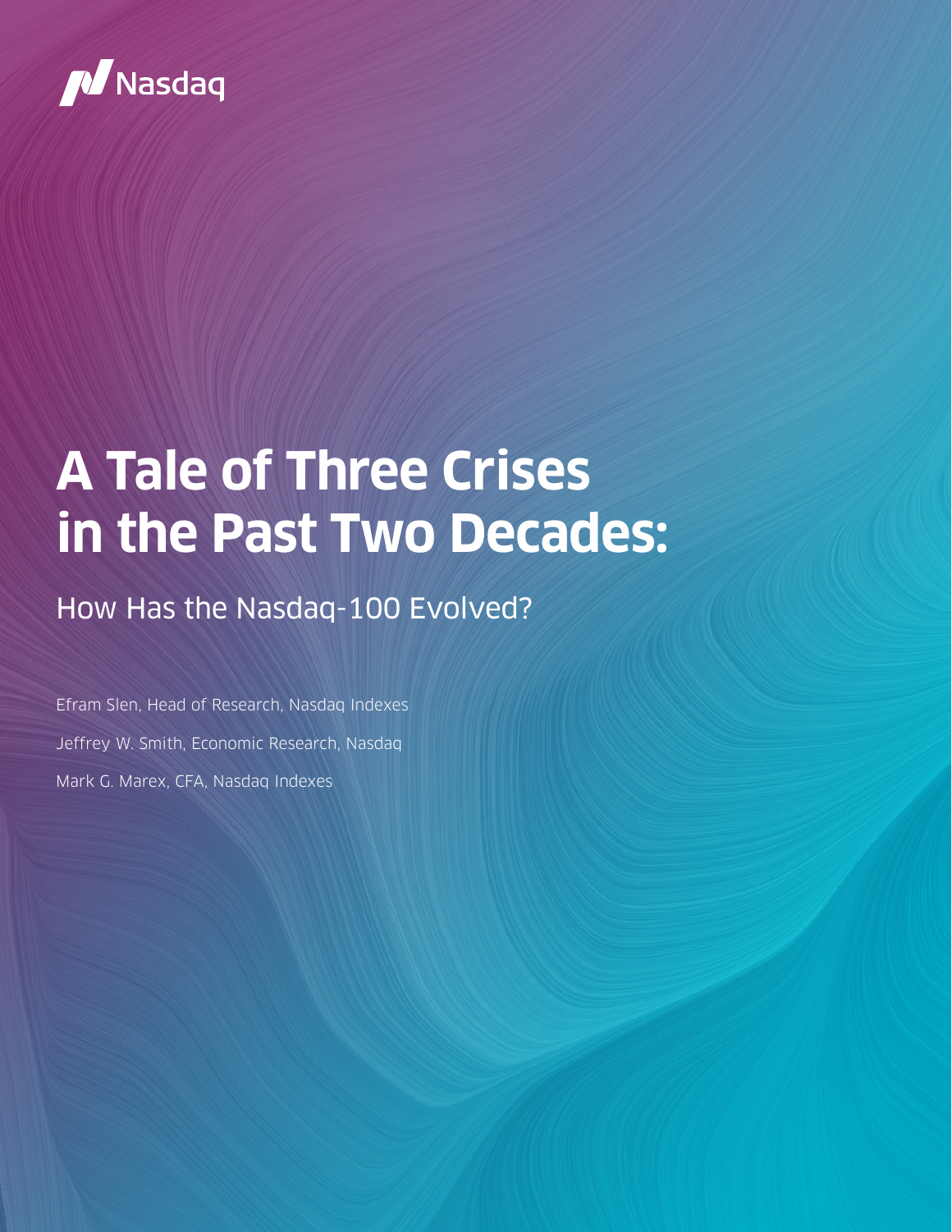Nasdaq

# A Tale of Three Crises in the Past Two Decades:

## How Has the Nasdaq-100 Evolved?

Efram Slen, Head of Research, Nasdaq Indexes

Jeffrey W. Smith, Economic Research, Nasdaq

Mark G. Marex, CFA, Nasdaq Indexes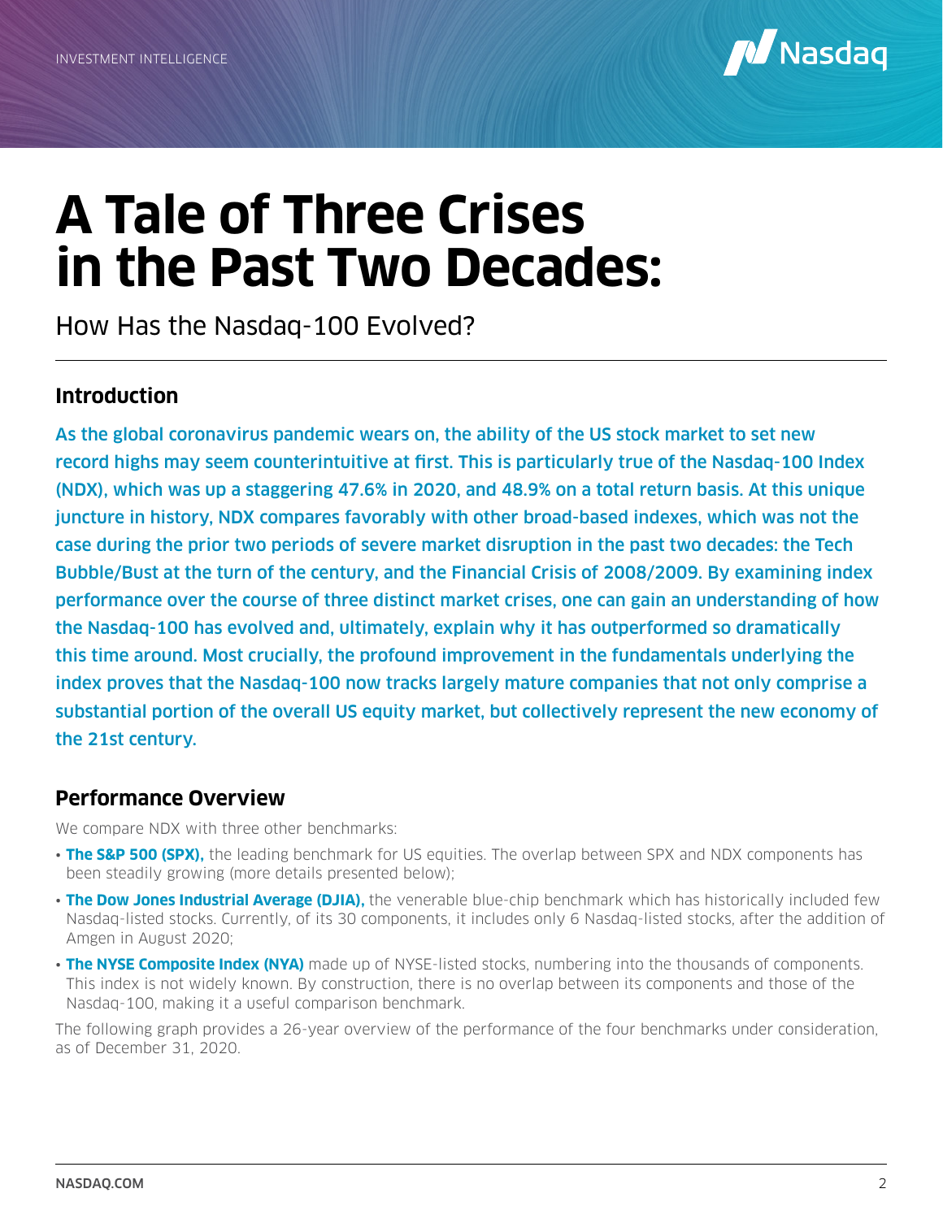# A Tale of Three Crises in the Past Two Decades:

How Has the Nasdaq-100 Evolved?

## Introduction

As the global coronavirus pandemic wears on, the ability of the US stock market to set new record highs may seem counterintuitive at first. This is particularly true of the Nasdaq-100 Index (NDX), which was up a staggering 47.6% in 2020, and 48.9% on a total return basis. At this unique juncture in history, NDX compares favorably with other broad-based indexes, which was not the case during the prior two periods of severe market disruption in the past two decades: the Tech Bubble/Bust at the turn of the century, and the Financial Crisis of 2008/2009. By examining index performance over the course of three distinct market crises, one can gain an understanding of how the Nasdaq-100 has evolved and, ultimately, explain why it has outperformed so dramatically this time around. Most crucially, the profound improvement in the fundamentals underlying the index proves that the Nasdaq-100 now tracks largely mature companies that not only comprise a substantial portion of the overall US equity market, but collectively represent the new economy of the 21st century.

## Performance Overview

We compare NDX with three other benchmarks:

- **The S&P 500 (SPX),** the leading benchmark for US equities. The overlap between SPX and NDX components has been steadily growing (more details presented below);
- **The Dow Jones Industrial Average (DJIA),** the venerable blue-chip benchmark which has historically included few Nasdaq-listed stocks. Currently, of its 30 components, it includes only 6 Nasdaq-listed stocks, after the addition of Amgen in August 2020;
- **The NYSE Composite Index (NYA)** made up of NYSE-listed stocks, numbering into the thousands of components. This index is not widely known. By construction, there is no overlap between its components and those of the Nasdaq-100, making it a useful comparison benchmark.

The following graph provides a 26-year overview of the performance of the four benchmarks under consideration, as of December 31, 2020.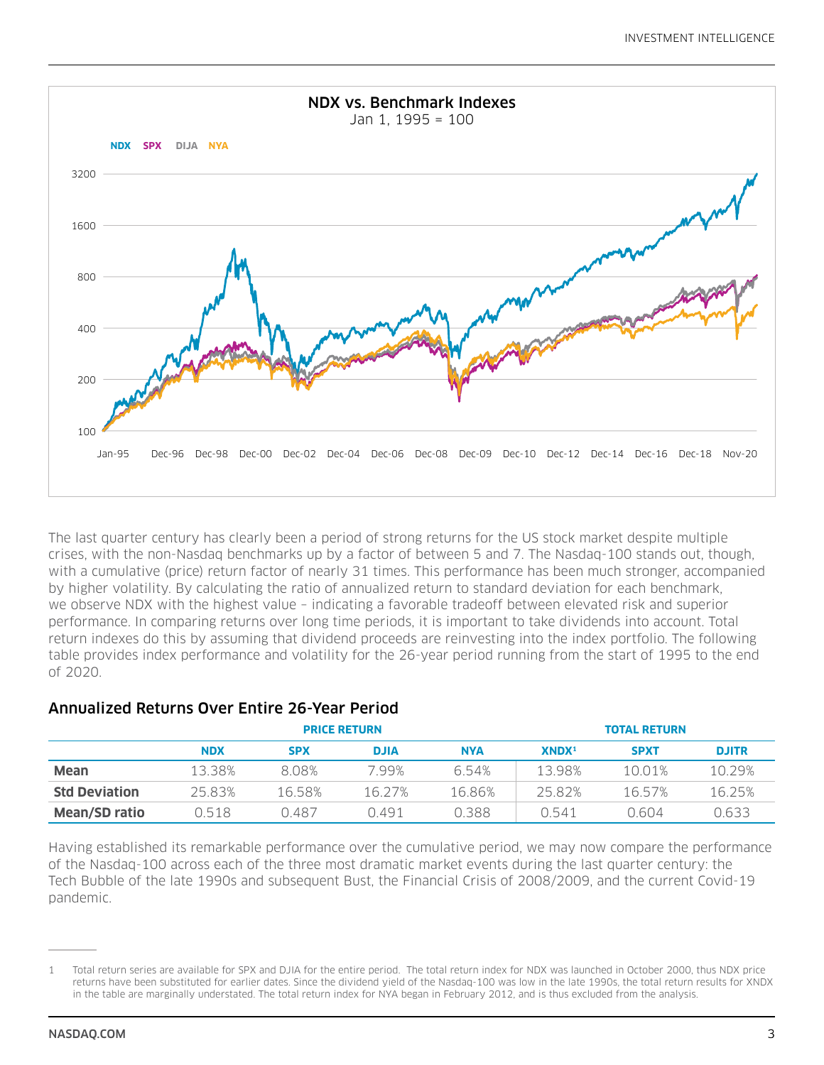NDX vs. Benchmark Indexes
Jan 1, 1995 = 100

The last quarter century has clearly been a period of strong returns for the US stock market despite multiple crises, with the non-Nasdaq benchmarks up by a factor of between 5 and 7. The Nasdaq-100 stands out, though, with a cumulative (price) return factor of nearly 31 times. This performance has been much stronger, accompanied by higher volatility. By calculating the ratio of annualized return to standard deviation for each benchmark, we observe NDX with the highest value – indicating a favorable tradeoff between elevated risk and superior performance. In comparing returns over long time periods, it is important to take dividends into account. Total return indexes do this by assuming that dividend proceeds are reinvesting into the index portfolio. The following table provides index performance and volatility for the 26-year period running from the start of 1995 to the end of 2020.

## Annualized Returns Over Entire 26-Year Period

| | PRICE RETURN | | | | TOTAL RETURN | | |
|---|---|---|---|---|---|---|---|
| | **NDX** | **SPX** | **DJIA** | **NYA** | **XNDX**[1] | **SPXT** | **DJITR** |
| **Mean** | 13.38% | 8.08% | 7.99% | 6.54% | 13.98% | 10.01% | 10.29% |
| **Std Deviation** | 25.83% | 16.58% | 16.27% | 16.86% | 25.82% | 16.57% | 16.25% |
| **Mean/SD ratio** | 0.518 | 0.487 | 0.491 | 0.388 | 0.541 | 0.604 | 0.633 |

Having established its remarkable performance over the cumulative period, we may now compare the performance of the Nasdaq-100 across each of the three most dramatic market events during the last quarter century: the Tech Bubble of the late 1990s and subsequent Bust, the Financial Crisis of 2008/2009, and the current Covid-19 pandemic.

1 Total return series are available for SPX and DJIA for the entire period. The total return index for NDX was launched in October 2000, thus NDX price returns have been substituted for earlier dates. Since the dividend yield of the Nasdaq-100 was low in the late 1990s, the total return results for XNDX in the table are marginally understated. The total return index for NYA began in February 2012, and is thus excluded from the analysis.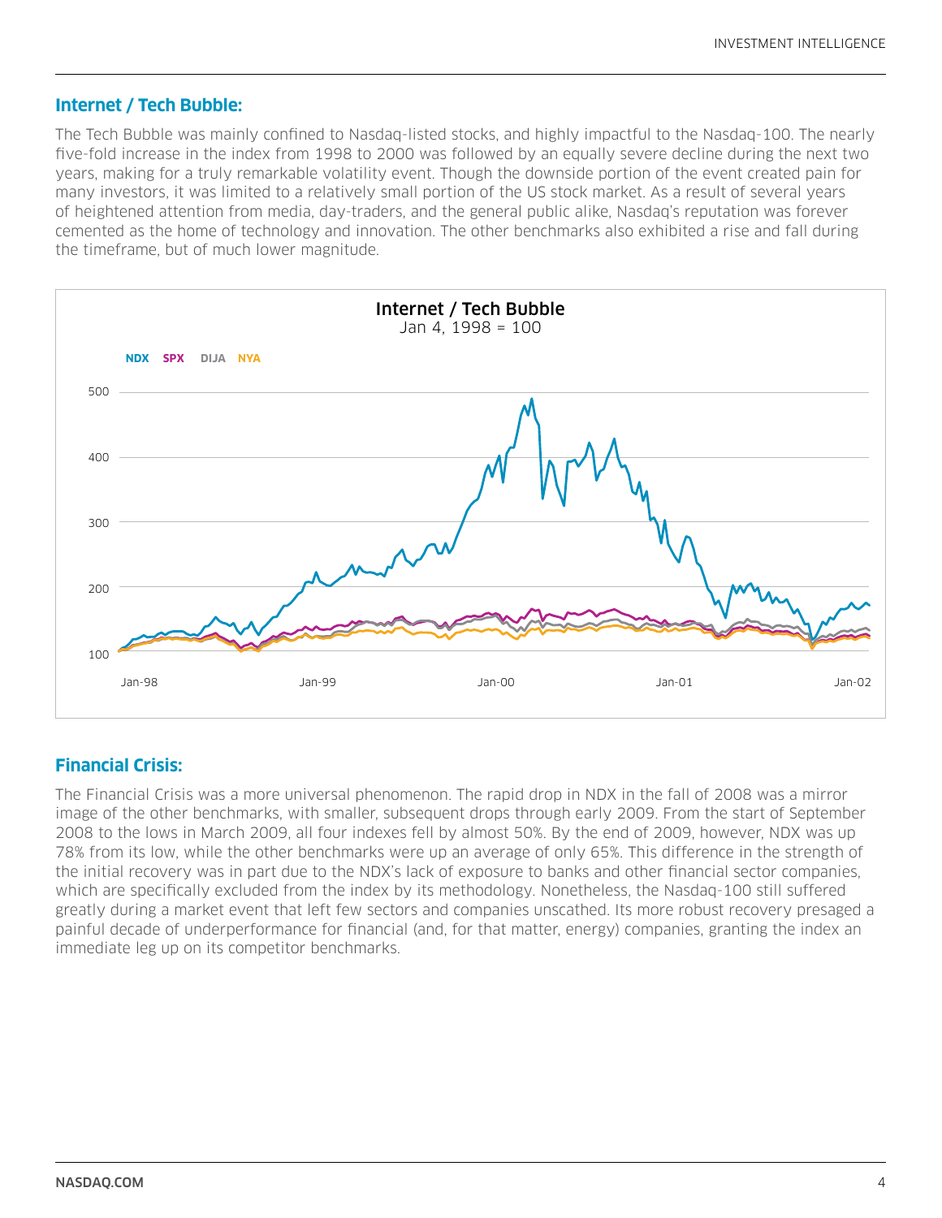## Internet / Tech Bubble:

The Tech Bubble was mainly confined to Nasdaq-listed stocks, and highly impactful to the Nasdaq-100. The nearly five-fold increase in the index from 1998 to 2000 was followed by an equally severe decline during the next two years, making for a truly remarkable volatility event. Though the downside portion of the event created pain for many investors, it was limited to a relatively small portion of the US stock market. As a result of several years of heightened attention from media, day-traders, and the general public alike, Nasdaq's reputation was forever cemented as the home of technology and innovation. The other benchmarks also exhibited a rise and fall during the timeframe, but of much lower magnitude.

**Internet / Tech Bubble**
Jan 4, 1998 = 100

NDX SPX DIJA NYA

## Financial Crisis:

The Financial Crisis was a more universal phenomenon. The rapid drop in NDX in the fall of 2008 was a mirror image of the other benchmarks, with smaller, subsequent drops through early 2009. From the start of September 2008 to the lows in March 2009, all four indexes fell by almost 50%. By the end of 2009, however, NDX was up 78% from its low, while the other benchmarks were up an average of only 65%. This difference in the strength of the initial recovery was in part due to the NDX's lack of exposure to banks and other financial sector companies, which are specifically excluded from the index by its methodology. Nonetheless, the Nasdaq-100 still suffered greatly during a market event that left few sectors and companies unscathed. Its more robust recovery presaged a painful decade of underperformance for financial (and, for that matter, energy) companies, granting the index an immediate leg up on its competitor benchmarks.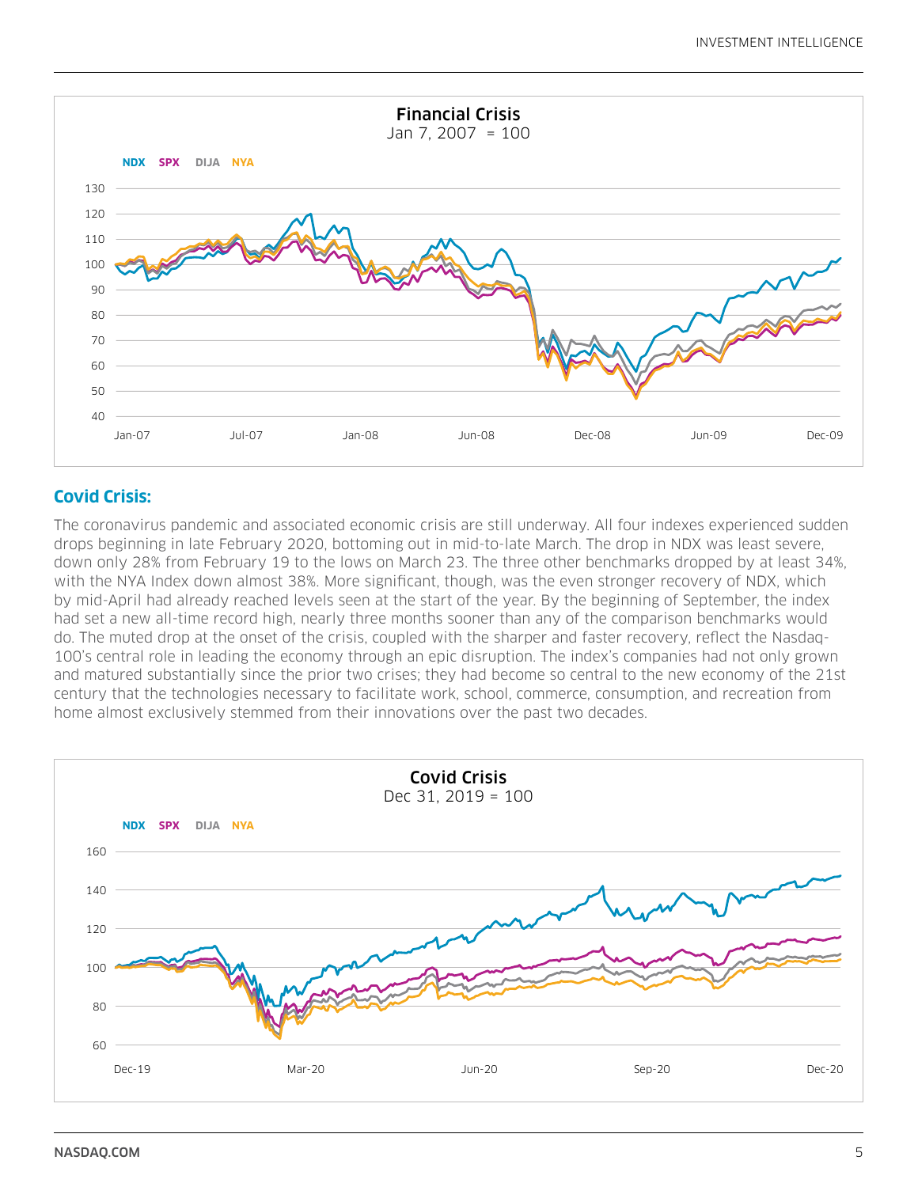**Financial Crisis**
Jan 7, 2007 = 100

NDX SPX DIJA NYA

**Covid Crisis**
Dec 31, 2019 = 100

NDX SPX DIJA NYA

## Covid Crisis:

The coronavirus pandemic and associated economic crisis are still underway. All four indexes experienced sudden drops beginning in late February 2020, bottoming out in mid-to-late March. The drop in NDX was least severe, down only 28% from February 19 to the lows on March 23. The three other benchmarks dropped by at least 34%, with the NYA Index down almost 38%. More significant, though, was the even stronger recovery of NDX, which by mid-April had already reached levels seen at the start of the year. By the beginning of September, the index had set a new all-time record high, nearly three months sooner than any of the comparison benchmarks would do. The muted drop at the onset of the crisis, coupled with the sharper and faster recovery, reflect the Nasdaq-100's central role in leading the economy through an epic disruption. The index's companies had not only grown and matured substantially since the prior two crises; they had become so central to the new economy of the 21st century that the technologies necessary to facilitate work, school, commerce, consumption, and recreation from home almost exclusively stemmed from their innovations over the past two decades.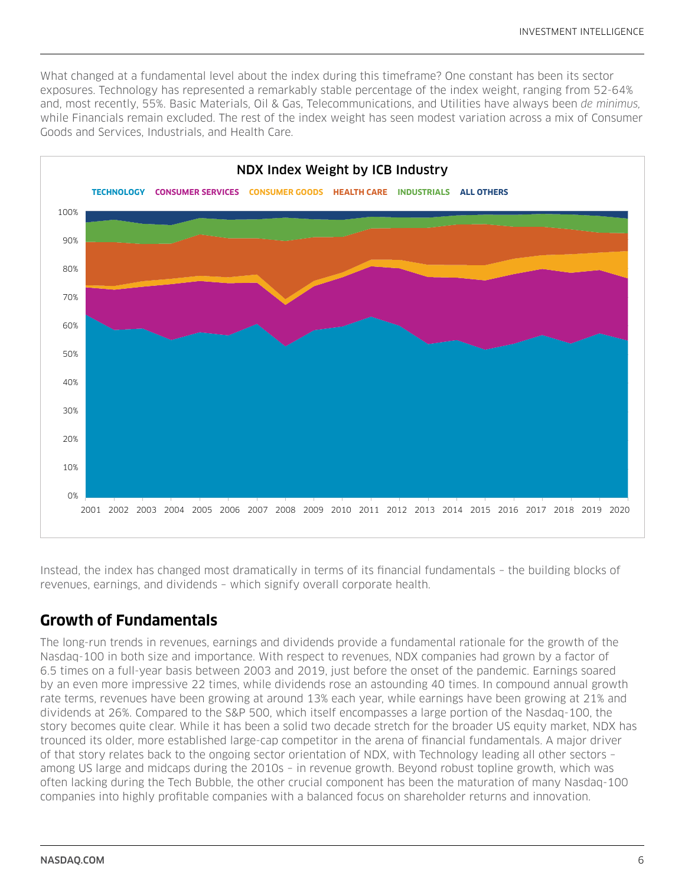What changed at a fundamental level about the index during this timeframe? One constant has been its sector exposures. Technology has represented a remarkably stable percentage of the index weight, ranging from 52-64% and, most recently, 55%. Basic Materials, Oil & Gas, Telecommunications, and Utilities have always been *de minimus,* while Financials remain excluded. The rest of the index weight has seen modest variation across a mix of Consumer Goods and Services, Industrials, and Health Care.

**NDX Index Weight by ICB Industry**

TECHNOLOGY · CONSUMER SERVICES · CONSUMER GOODS · HEALTH CARE · INDUSTRIALS · ALL OTHERS

Instead, the index has changed most dramatically in terms of its financial fundamentals – the building blocks of revenues, earnings, and dividends – which signify overall corporate health.

## Growth of Fundamentals

The long-run trends in revenues, earnings and dividends provide a fundamental rationale for the growth of the Nasdaq-100 in both size and importance. With respect to revenues, NDX companies had grown by a factor of 6.5 times on a full-year basis between 2003 and 2019, just before the onset of the pandemic. Earnings soared by an even more impressive 22 times, while dividends rose an astounding 40 times. In compound annual growth rate terms, revenues have been growing at around 13% each year, while earnings have been growing at 21% and dividends at 26%. Compared to the S&P 500, which itself encompasses a large portion of the Nasdaq-100, the story becomes quite clear. While it has been a solid two decade stretch for the broader US equity market, NDX has trounced its older, more established large-cap competitor in the arena of financial fundamentals. A major driver of that story relates back to the ongoing sector orientation of NDX, with Technology leading all other sectors – among US large and midcaps during the 2010s – in revenue growth. Beyond robust topline growth, which was often lacking during the Tech Bubble, the other crucial component has been the maturation of many Nasdaq-100 companies into highly profitable companies with a balanced focus on shareholder returns and innovation.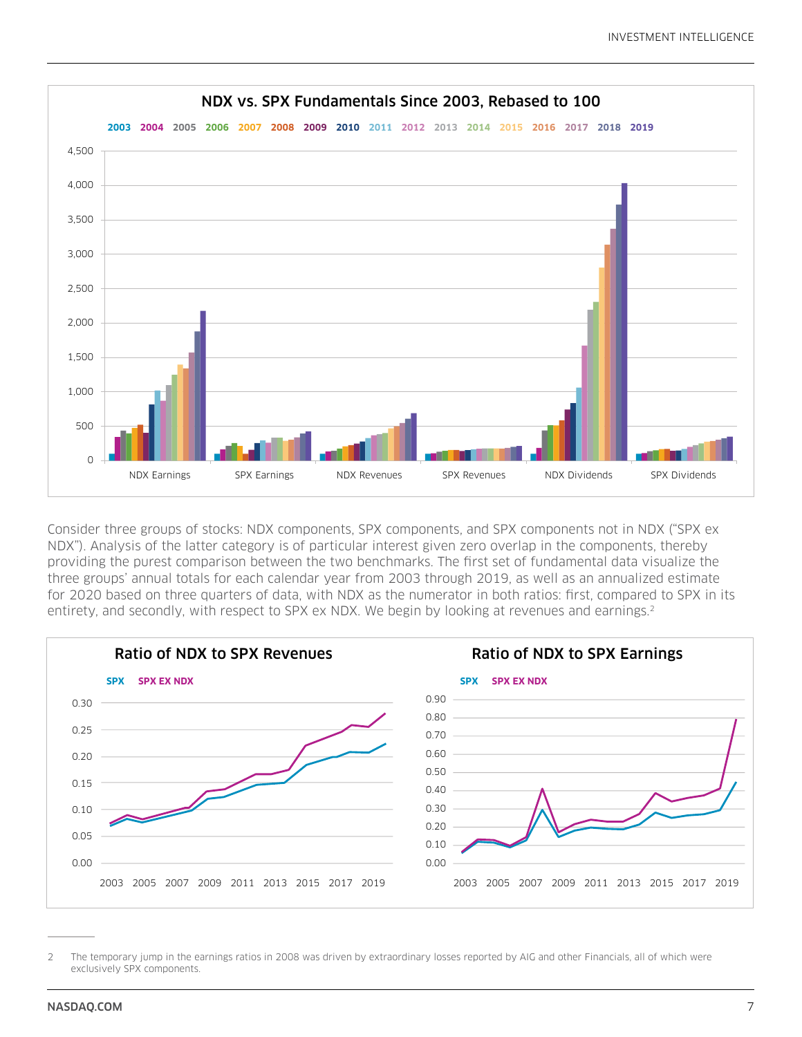**NDX vs. SPX Fundamentals Since 2003, Rebased to 100**

Consider three groups of stocks: NDX components, SPX components, and SPX components not in NDX ("SPX ex NDX"). Analysis of the latter category is of particular interest given zero overlap in the components, thereby providing the purest comparison between the two benchmarks. The first set of fundamental data visualize the three groups' annual totals for each calendar year from 2003 through 2019, as well as an annualized estimate for 2020 based on three quarters of data, with NDX as the numerator in both ratios: first, compared to SPX in its entirety, and secondly, with respect to SPX ex NDX. We begin by looking at revenues and earnings.[2]

**Ratio of NDX to SPX Revenues**

**Ratio of NDX to SPX Earnings**

2 The temporary jump in the earnings ratios in 2008 was driven by extraordinary losses reported by AIG and other Financials, all of which were exclusively SPX components.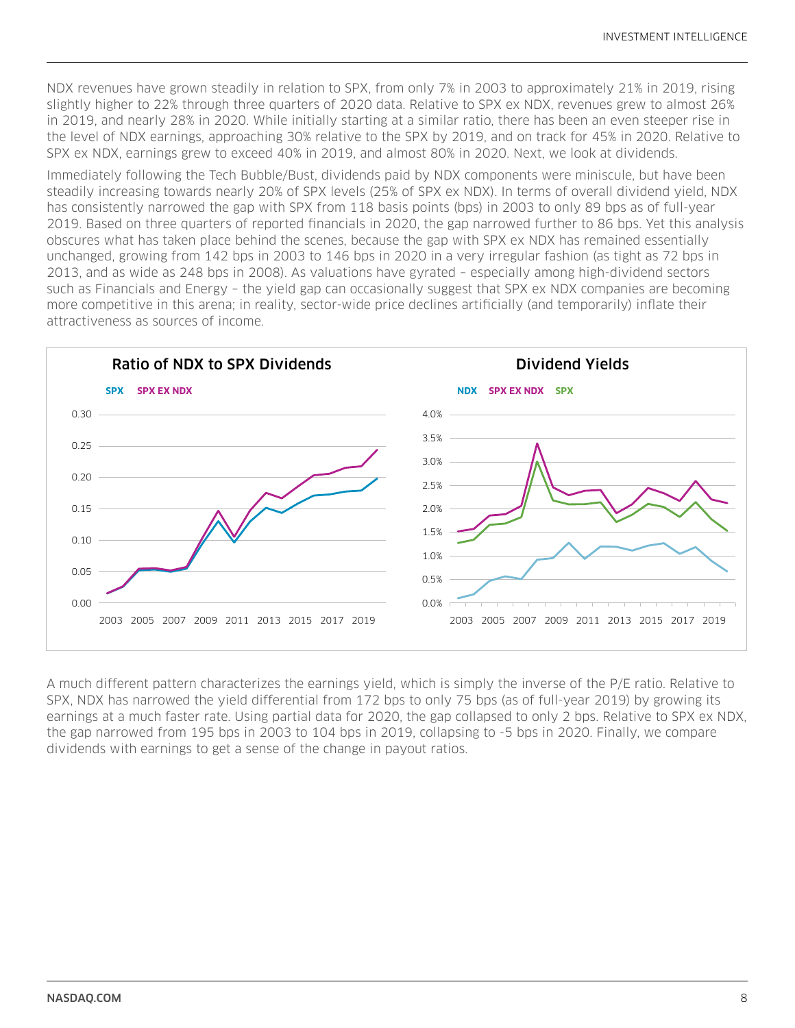NDX revenues have grown steadily in relation to SPX, from only 7% in 2003 to approximately 21% in 2019, rising slightly higher to 22% through three quarters of 2020 data. Relative to SPX ex NDX, revenues grew to almost 26% in 2019, and nearly 28% in 2020. While initially starting at a similar ratio, there has been an even steeper rise in the level of NDX earnings, approaching 30% relative to the SPX by 2019, and on track for 45% in 2020. Relative to SPX ex NDX, earnings grew to exceed 40% in 2019, and almost 80% in 2020. Next, we look at dividends.

Immediately following the Tech Bubble/Bust, dividends paid by NDX components were miniscule, but have been steadily increasing towards nearly 20% of SPX levels (25% of SPX ex NDX). In terms of overall dividend yield, NDX has consistently narrowed the gap with SPX from 118 basis points (bps) in 2003 to only 89 bps as of full-year 2019. Based on three quarters of reported financials in 2020, the gap narrowed further to 86 bps. Yet this analysis obscures what has taken place behind the scenes, because the gap with SPX ex NDX has remained essentially unchanged, growing from 142 bps in 2003 to 146 bps in 2020 in a very irregular fashion (as tight as 72 bps in 2013, and as wide as 248 bps in 2008). As valuations have gyrated – especially among high-dividend sectors such as Financials and Energy – the yield gap can occasionally suggest that SPX ex NDX companies are becoming more competitive in this arena; in reality, sector-wide price declines artificially (and temporarily) inflate their attractiveness as sources of income.

**Ratio of NDX to SPX Dividends**

**Dividend Yields**

A much different pattern characterizes the earnings yield, which is simply the inverse of the P/E ratio. Relative to SPX, NDX has narrowed the yield differential from 172 bps to only 75 bps (as of full-year 2019) by growing its earnings at a much faster rate. Using partial data for 2020, the gap collapsed to only 2 bps. Relative to SPX ex NDX, the gap narrowed from 195 bps in 2003 to 104 bps in 2019, collapsing to -5 bps in 2020. Finally, we compare dividends with earnings to get a sense of the change in payout ratios.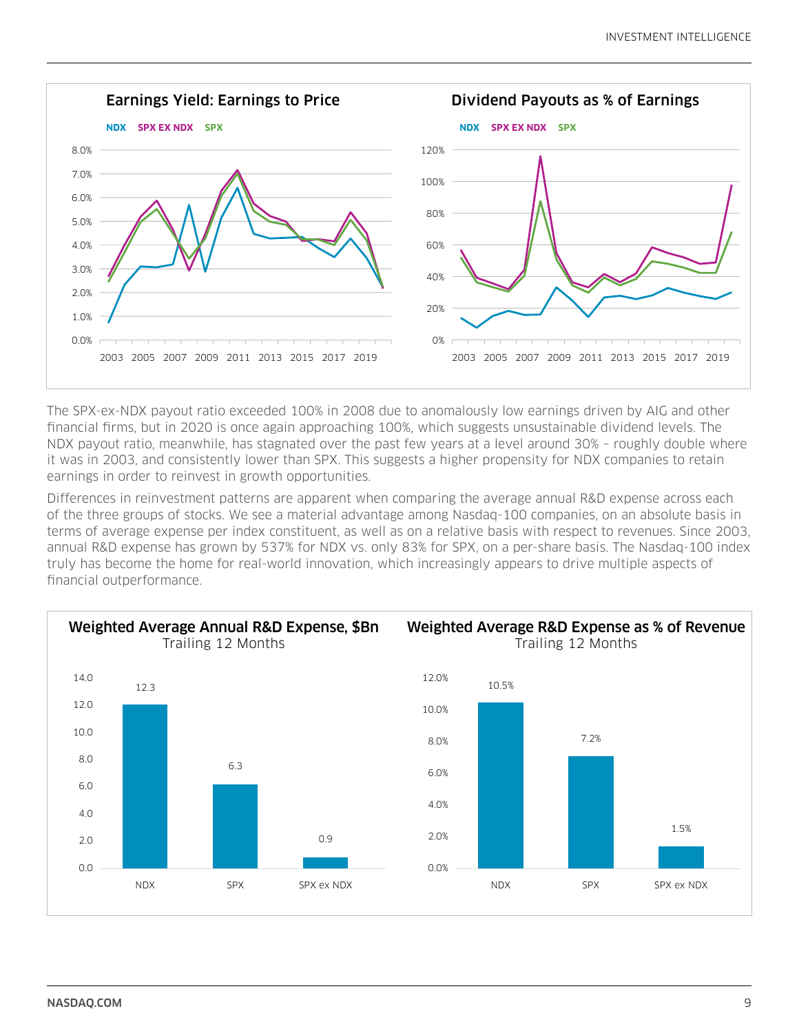**Earnings Yield: Earnings to Price**

NDX SPX EX NDX SPX

**Dividend Payouts as % of Earnings**

NDX SPX EX NDX SPX

The SPX-ex-NDX payout ratio exceeded 100% in 2008 due to anomalously low earnings driven by AIG and other financial firms, but in 2020 is once again approaching 100%, which suggests unsustainable dividend levels. The NDX payout ratio, meanwhile, has stagnated over the past few years at a level around 30% – roughly double where it was in 2003, and consistently lower than SPX. This suggests a higher propensity for NDX companies to retain earnings in order to reinvest in growth opportunities.

Differences in reinvestment patterns are apparent when comparing the average annual R&D expense across each of the three groups of stocks. We see a material advantage among Nasdaq-100 companies, on an absolute basis in terms of average expense per index constituent, as well as on a relative basis with respect to revenues. Since 2003, annual R&D expense has grown by 537% for NDX vs. only 83% for SPX, on a per-share basis. The Nasdaq-100 index truly has become the home for real-world innovation, which increasingly appears to drive multiple aspects of financial outperformance.

**Weighted Average Annual R&D Expense, $Bn**
Trailing 12 Months

| | NDX | SPX | SPX ex NDX |
|---|---|---|---|
| R&D Expense ($Bn) | 12.3 | 6.3 | 0.9 |

**Weighted Average R&D Expense as % of Revenue**
Trailing 12 Months

| | NDX | SPX | SPX ex NDX |
|---|---|---|---|
| R&D Expense as % of Revenue | 10.5% | 7.2% | 1.5% |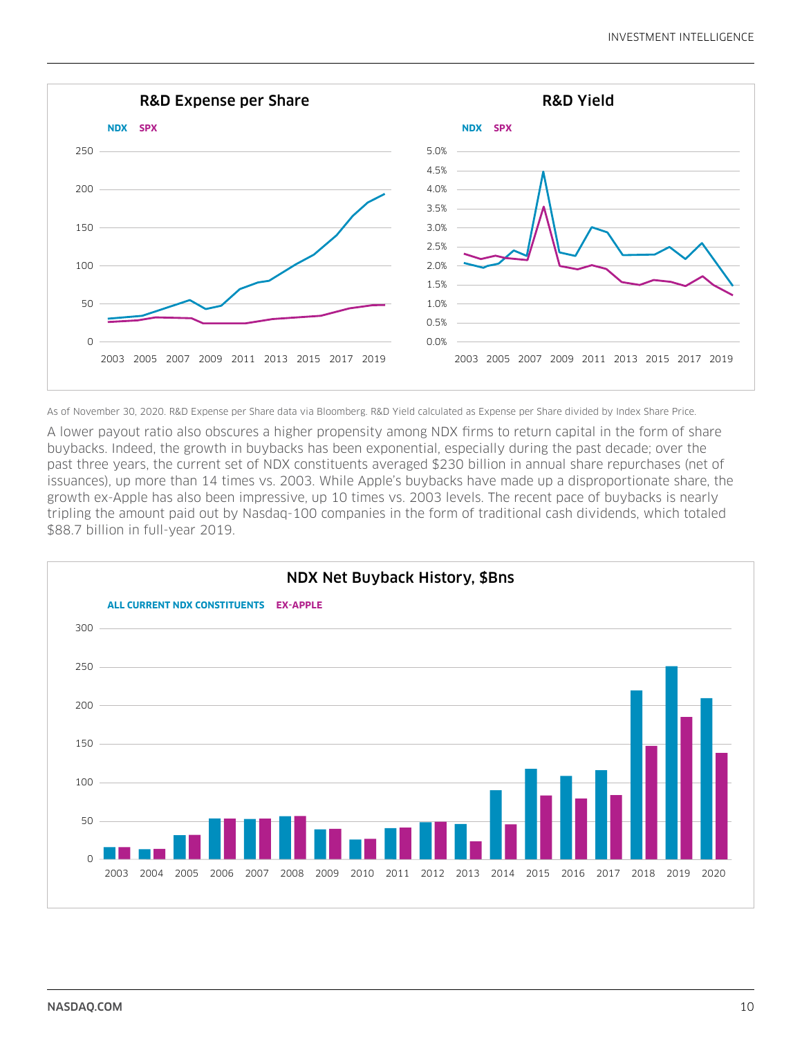## R&D Expense per Share

## R&D Yield

As of November 30, 2020. R&D Expense per Share data via Bloomberg. R&D Yield calculated as Expense per Share divided by Index Share Price.

A lower payout ratio also obscures a higher propensity among NDX firms to return capital in the form of share buybacks. Indeed, the growth in buybacks has been exponential, especially during the past decade; over the past three years, the current set of NDX constituents averaged $230 billion in annual share repurchases (net of issuances), up more than 14 times vs. 2003. While Apple's buybacks have made up a disproportionate share, the growth ex-Apple has also been impressive, up 10 times vs. 2003 levels. The recent pace of buybacks is nearly tripling the amount paid out by Nasdaq-100 companies in the form of traditional cash dividends, which totaled $88.7 billion in full-year 2019.

## NDX Net Buyback History, $Bns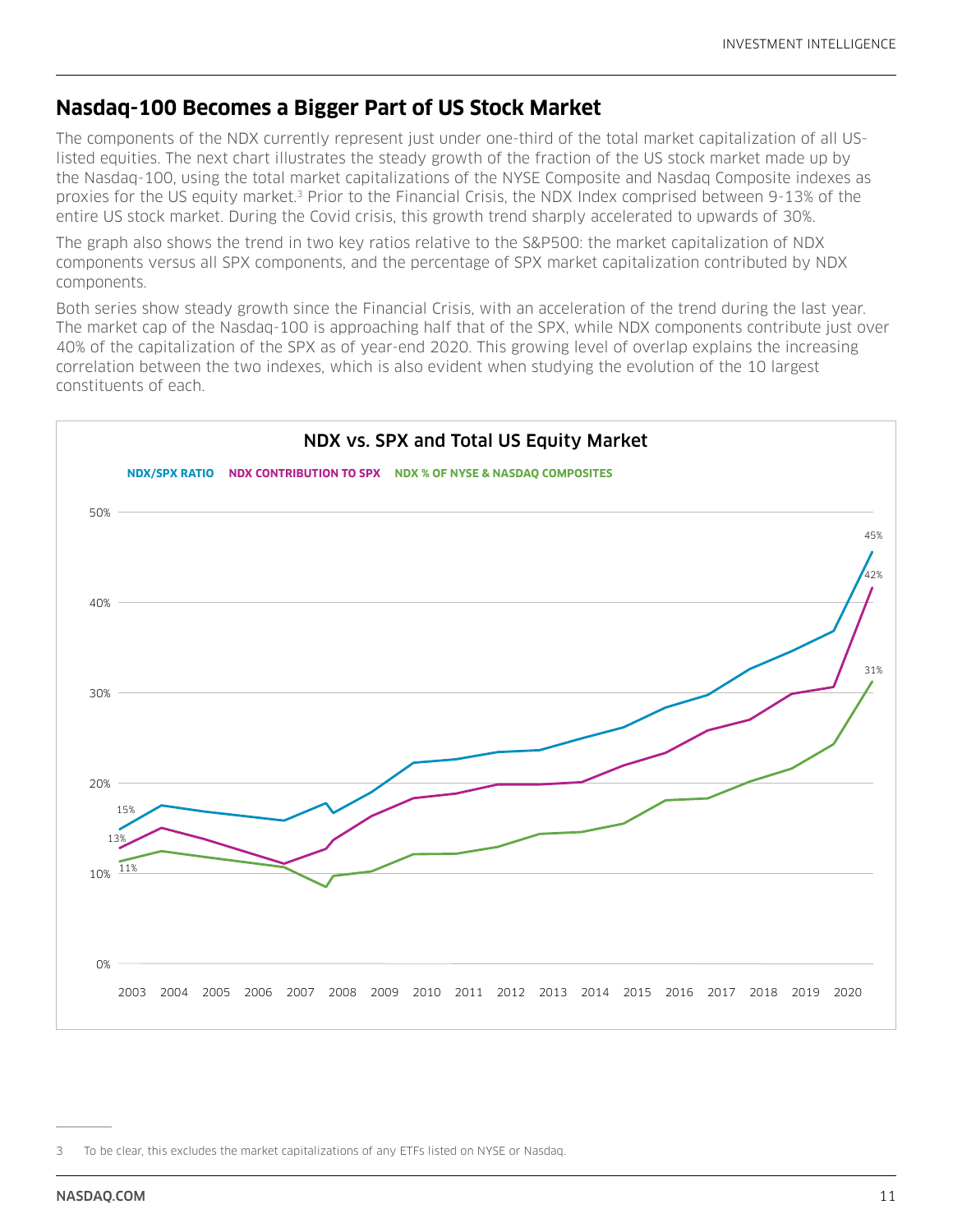## Nasdaq-100 Becomes a Bigger Part of US Stock Market

The components of the NDX currently represent just under one-third of the total market capitalization of all US-listed equities. The next chart illustrates the steady growth of the fraction of the US stock market made up by the Nasdaq-100, using the total market capitalizations of the NYSE Composite and Nasdaq Composite indexes as proxies for the US equity market.[3] Prior to the Financial Crisis, the NDX Index comprised between 9-13% of the entire US stock market. During the Covid crisis, this growth trend sharply accelerated to upwards of 30%.

The graph also shows the trend in two key ratios relative to the S&P500: the market capitalization of NDX components versus all SPX components, and the percentage of SPX market capitalization contributed by NDX components.

Both series show steady growth since the Financial Crisis, with an acceleration of the trend during the last year. The market cap of the Nasdaq-100 is approaching half that of the SPX, while NDX components contribute just over 40% of the capitalization of the SPX as of year-end 2020. This growing level of overlap explains the increasing correlation between the two indexes, which is also evident when studying the evolution of the 10 largest constituents of each.

**NDX vs. SPX and Total US Equity Market**

NDX/SPX RATIO | NDX CONTRIBUTION TO SPX | NDX % OF NYSE & NASDAQ COMPOSITES

3 To be clear, this excludes the market capitalizations of any ETFs listed on NYSE or Nasdaq.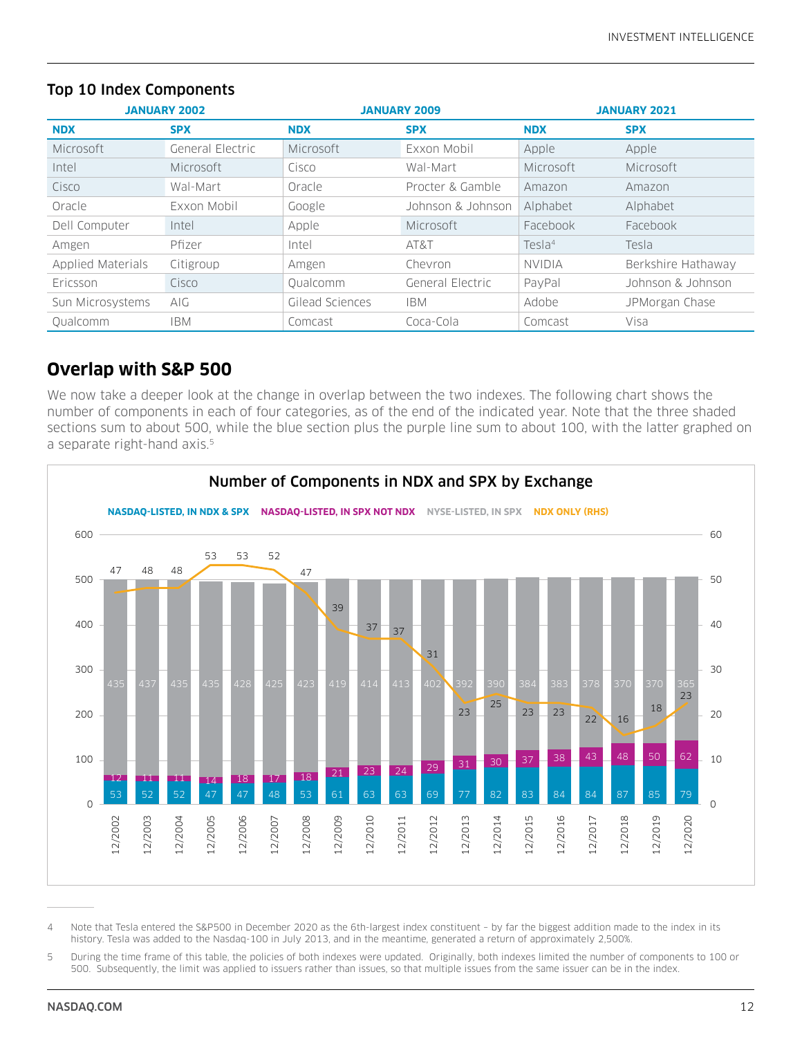## Top 10 Index Components

| JANUARY 2002 | | JANUARY 2009 | | JANUARY 2021 | |
|---|---|---|---|---|---|
| NDX | SPX | NDX | SPX | NDX | SPX |
| Microsoft | General Electric | Microsoft | Exxon Mobil | Apple | Apple |
| Intel | Microsoft | Cisco | Wal-Mart | Microsoft | Microsoft |
| Cisco | Wal-Mart | Oracle | Procter & Gamble | Amazon | Amazon |
| Oracle | Exxon Mobil | Google | Johnson & Johnson | Alphabet | Alphabet |
| Dell Computer | Intel | Apple | Microsoft | Facebook | Facebook |
| Amgen | Pfizer | Intel | AT&T | Tesla[4] | Tesla |
| Applied Materials | Citigroup | Amgen | Chevron | NVIDIA | Berkshire Hathaway |
| Ericsson | Cisco | Qualcomm | General Electric | PayPal | Johnson & Johnson |
| Sun Microsystems | AIG | Gilead Sciences | IBM | Adobe | JPMorgan Chase |
| Qualcomm | IBM | Comcast | Coca-Cola | Comcast | Visa |

## Overlap with S&P 500

We now take a deeper look at the change in overlap between the two indexes. The following chart shows the number of components in each of four categories, as of the end of the indicated year. Note that the three shaded sections sum to about 500, while the blue section plus the purple line sum to about 100, with the latter graphed on a separate right-hand axis.[5]

**Number of Components in NDX and SPX by Exchange**

| Year | NASDAQ-LISTED, IN NDX & SPX | NASDAQ-LISTED, IN SPX NOT NDX | NYSE-LISTED, IN SPX | NDX ONLY (RHS) |
|---|---|---|---|---|
| 12/2002 | 53 | 12 | 435 | 47 |
| 12/2003 | 52 | 11 | 437 | 48 |
| 12/2004 | 52 | 11 | 435 | 48 |
| 12/2005 | 47 | 14 | 435 | 53 |
| 12/2006 | 47 | 18 | 428 | 53 |
| 12/2007 | 48 | 17 | 425 | 52 |
| 12/2008 | 53 | 18 | 423 | 47 |
| 12/2009 | 61 | 21 | 419 | 39 |
| 12/2010 | 63 | 23 | 414 | 37 |
| 12/2011 | 63 | 24 | 413 | 37 |
| 12/2012 | 69 | 29 | 402 | 31 |
| 12/2013 | 77 | 31 | 392 | 23 |
| 12/2014 | 82 | 30 | 390 | 25 |
| 12/2015 | 83 | 37 | 384 | 23 |
| 12/2016 | 84 | 38 | 383 | 23 |
| 12/2017 | 84 | 43 | 378 | 22 |
| 12/2018 | 87 | 48 | 370 | 16 |
| 12/2019 | 85 | 50 | 370 | 18 |
| 12/2020 | 79 | 62 | 365 | 23 |

4 Note that Tesla entered the S&P500 in December 2020 as the 6th-largest index constituent – by far the biggest addition made to the index in its history. Tesla was added to the Nasdaq-100 in July 2013, and in the meantime, generated a return of approximately 2,500%.

5 During the time frame of this table, the policies of both indexes were updated. Originally, both indexes limited the number of components to 100 or 500. Subsequently, the limit was applied to issuers rather than issues, so that multiple issues from the same issuer can be in the index.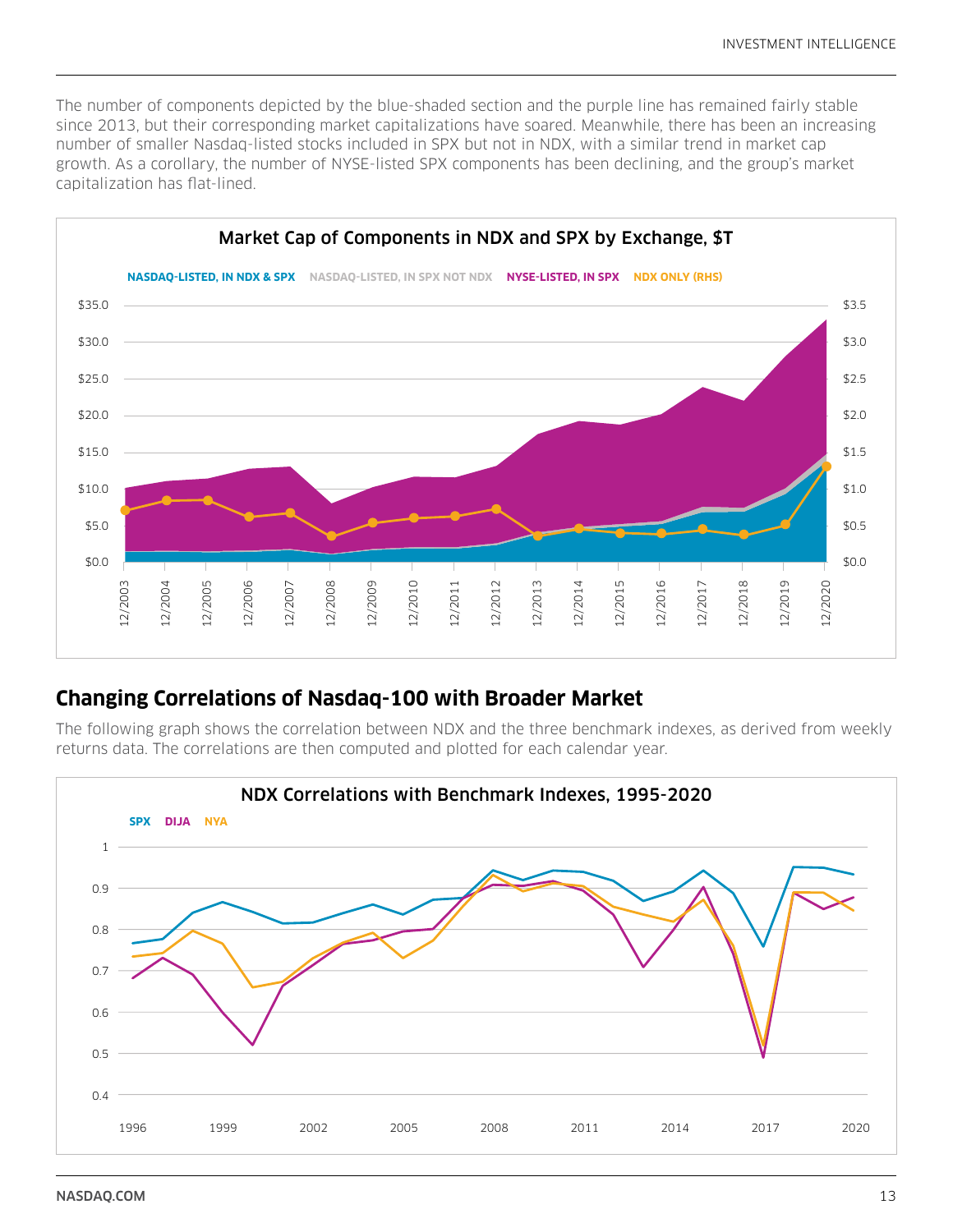The number of components depicted by the blue-shaded section and the purple line has remained fairly stable since 2013, but their corresponding market capitalizations have soared. Meanwhile, there has been an increasing number of smaller Nasdaq-listed stocks included in SPX but not in NDX, with a similar trend in market cap growth. As a corollary, the number of NYSE-listed SPX components has been declining, and the group's market capitalization has flat-lined.

**Market Cap of Components in NDX and SPX by Exchange, $T**

NASDAQ-LISTED, IN NDX & SPX | NASDAQ-LISTED, IN SPX NOT NDX | NYSE-LISTED, IN SPX | NDX ONLY (RHS)

## Changing Correlations of Nasdaq-100 with Broader Market

The following graph shows the correlation between NDX and the three benchmark indexes, as derived from weekly returns data. The correlations are then computed and plotted for each calendar year.

**NDX Correlations with Benchmark Indexes, 1995-2020**

SPX | DIJA | NYA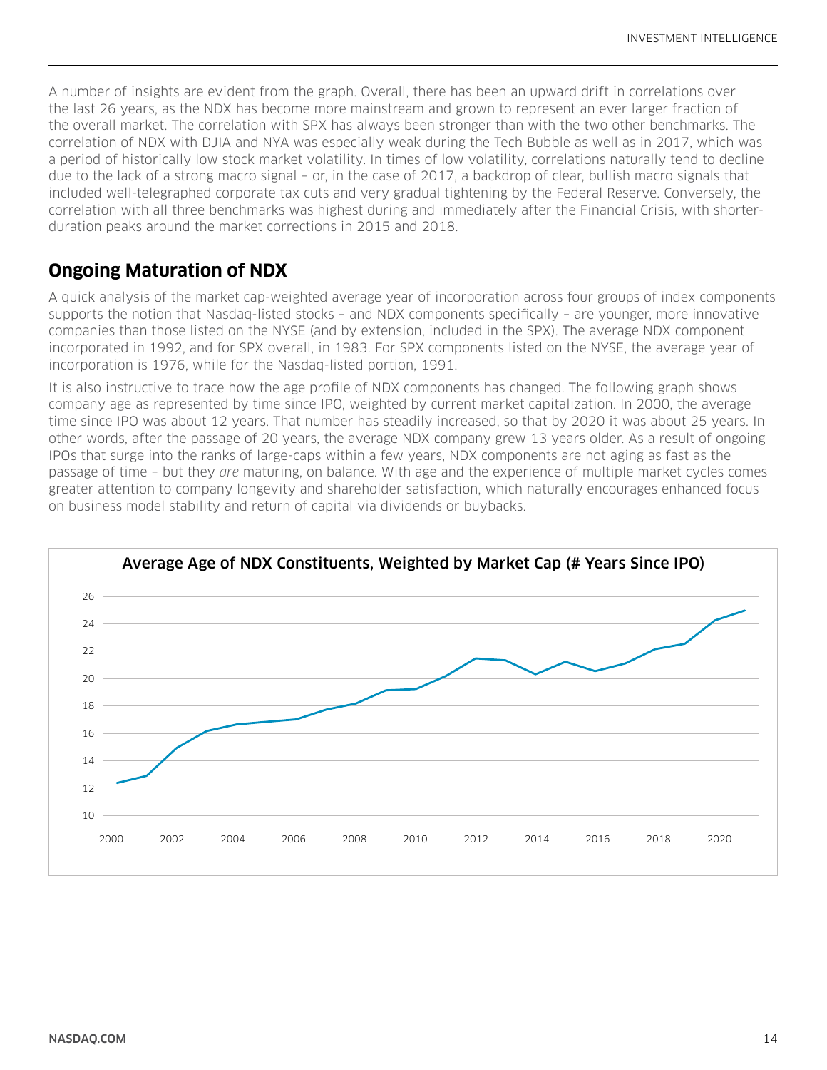A number of insights are evident from the graph. Overall, there has been an upward drift in correlations over the last 26 years, as the NDX has become more mainstream and grown to represent an ever larger fraction of the overall market. The correlation with SPX has always been stronger than with the two other benchmarks. The correlation of NDX with DJIA and NYA was especially weak during the Tech Bubble as well as in 2017, which was a period of historically low stock market volatility. In times of low volatility, correlations naturally tend to decline due to the lack of a strong macro signal – or, in the case of 2017, a backdrop of clear, bullish macro signals that included well-telegraphed corporate tax cuts and very gradual tightening by the Federal Reserve. Conversely, the correlation with all three benchmarks was highest during and immediately after the Financial Crisis, with shorter-duration peaks around the market corrections in 2015 and 2018.

## Ongoing Maturation of NDX

A quick analysis of the market cap-weighted average year of incorporation across four groups of index components supports the notion that Nasdaq-listed stocks – and NDX components specifically – are younger, more innovative companies than those listed on the NYSE (and by extension, included in the SPX). The average NDX component incorporated in 1992, and for SPX overall, in 1983. For SPX components listed on the NYSE, the average year of incorporation is 1976, while for the Nasdaq-listed portion, 1991.

It is also instructive to trace how the age profile of NDX components has changed. The following graph shows company age as represented by time since IPO, weighted by current market capitalization. In 2000, the average time since IPO was about 12 years. That number has steadily increased, so that by 2020 it was about 25 years. In other words, after the passage of 20 years, the average NDX company grew 13 years older. As a result of ongoing IPOs that surge into the ranks of large-caps within a few years, NDX components are not aging as fast as the passage of time – but they *are* maturing, on balance. With age and the experience of multiple market cycles comes greater attention to company longevity and shareholder satisfaction, which naturally encourages enhanced focus on business model stability and return of capital via dividends or buybacks.

**Average Age of NDX Constituents, Weighted by Market Cap (# Years Since IPO)**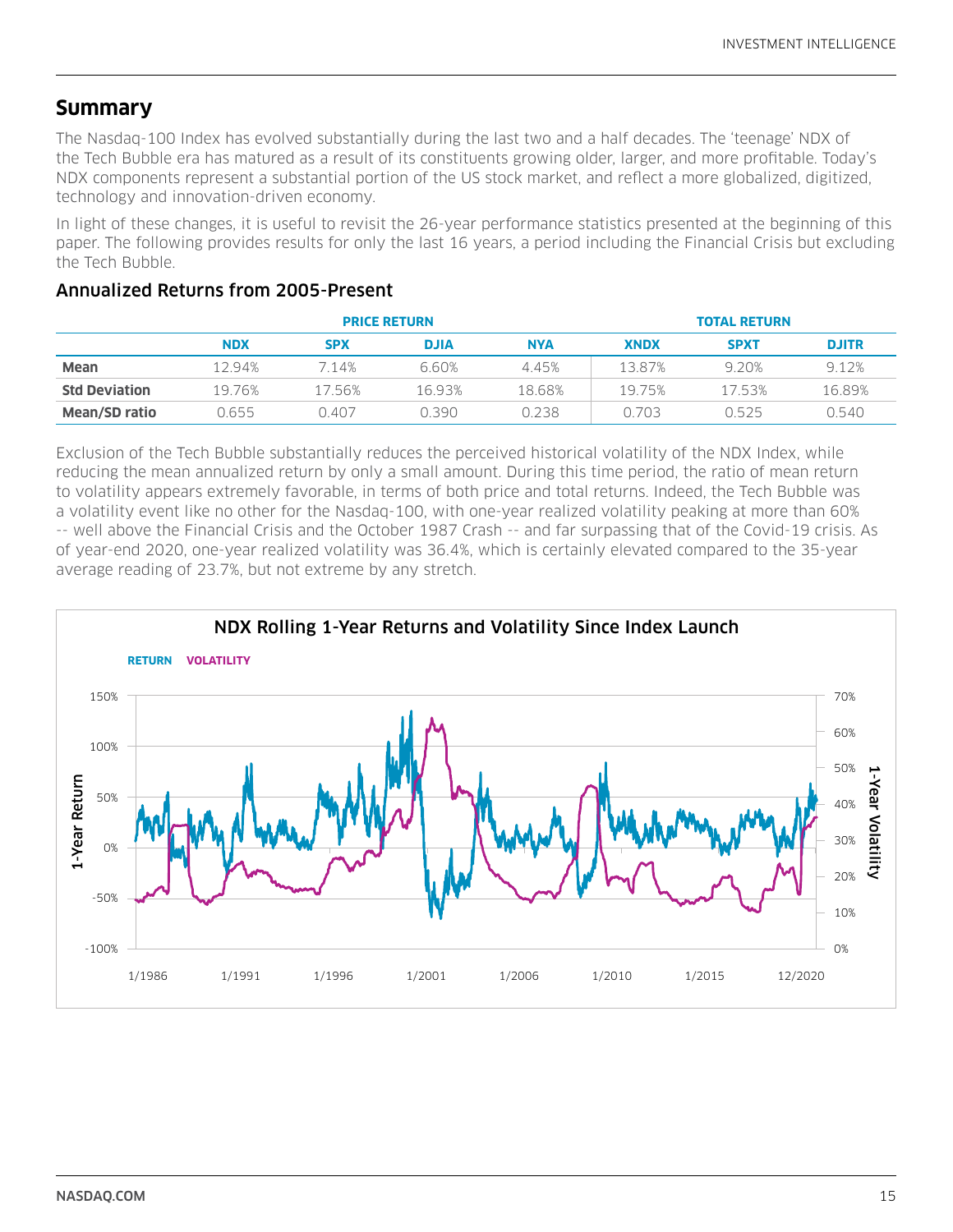## Summary

The Nasdaq-100 Index has evolved substantially during the last two and a half decades. The 'teenage' NDX of the Tech Bubble era has matured as a result of its constituents growing older, larger, and more profitable. Today's NDX components represent a substantial portion of the US stock market, and reflect a more globalized, digitized, technology and innovation-driven economy.

In light of these changes, it is useful to revisit the 26-year performance statistics presented at the beginning of this paper. The following provides results for only the last 16 years, a period including the Financial Crisis but excluding the Tech Bubble.

### Annualized Returns from 2005-Present

| | PRICE RETURN | | | | TOTAL RETURN | | |
|---|---|---|---|---|---|---|---|
| | NDX | SPX | DJIA | NYA | XNDX | SPXT | DJITR |
| **Mean** | 12.94% | 7.14% | 6.60% | 4.45% | 13.87% | 9.20% | 9.12% |
| **Std Deviation** | 19.76% | 17.56% | 16.93% | 18.68% | 19.75% | 17.53% | 16.89% |
| **Mean/SD ratio** | 0.655 | 0.407 | 0.390 | 0.238 | 0.703 | 0.525 | 0.540 |

Exclusion of the Tech Bubble substantially reduces the perceived historical volatility of the NDX Index, while reducing the mean annualized return by only a small amount. During this time period, the ratio of mean return to volatility appears extremely favorable, in terms of both price and total returns. Indeed, the Tech Bubble was a volatility event like no other for the Nasdaq-100, with one-year realized volatility peaking at more than 60% -- well above the Financial Crisis and the October 1987 Crash -- and far surpassing that of the Covid-19 crisis. As of year-end 2020, one-year realized volatility was 36.4%, which is certainly elevated compared to the 35-year average reading of 23.7%, but not extreme by any stretch.

**NDX Rolling 1-Year Returns and Volatility Since Index Launch**

RETURN VOLATILITY

1-Year Return: 150%, 100%, 50%, 0%, -50%, -100%

1-Year Volatility: 70%, 60%, 50%, 40%, 30%, 20%, 10%, 0%

1/1986, 1/1991, 1/1996, 1/2001, 1/2006, 1/2010, 1/2015, 12/2020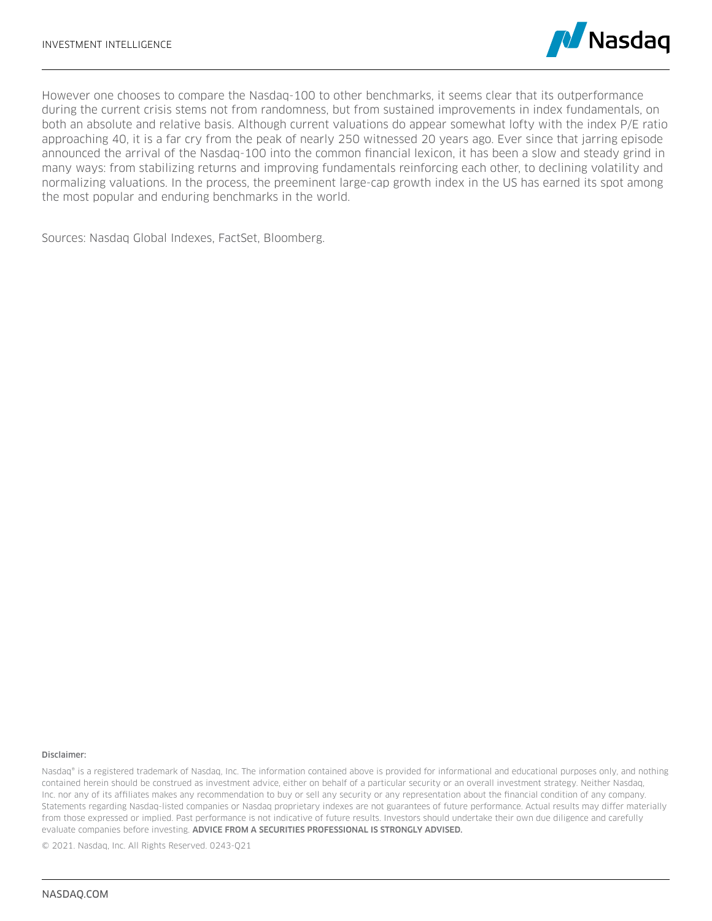However one chooses to compare the Nasdaq-100 to other benchmarks, it seems clear that its outperformance during the current crisis stems not from randomness, but from sustained improvements in index fundamentals, on both an absolute and relative basis. Although current valuations do appear somewhat lofty with the index P/E ratio approaching 40, it is a far cry from the peak of nearly 250 witnessed 20 years ago. Ever since that jarring episode announced the arrival of the Nasdaq-100 into the common financial lexicon, it has been a slow and steady grind in many ways: from stabilizing returns and improving fundamentals reinforcing each other, to declining volatility and normalizing valuations. In the process, the preeminent large-cap growth index in the US has earned its spot among the most popular and enduring benchmarks in the world.

Sources: Nasdaq Global Indexes, FactSet, Bloomberg.

**Disclaimer:**

Nasdaq® is a registered trademark of Nasdaq, Inc. The information contained above is provided for informational and educational purposes only, and nothing contained herein should be construed as investment advice, either on behalf of a particular security or an overall investment strategy. Neither Nasdaq, Inc. nor any of its affiliates makes any recommendation to buy or sell any security or any representation about the financial condition of any company. Statements regarding Nasdaq-listed companies or Nasdaq proprietary indexes are not guarantees of future performance. Actual results may differ materially from those expressed or implied. Past performance is not indicative of future results. Investors should undertake their own due diligence and carefully evaluate companies before investing. **ADVICE FROM A SECURITIES PROFESSIONAL IS STRONGLY ADVISED.**

© 2021. Nasdaq, Inc. All Rights Reserved. 0243-Q21